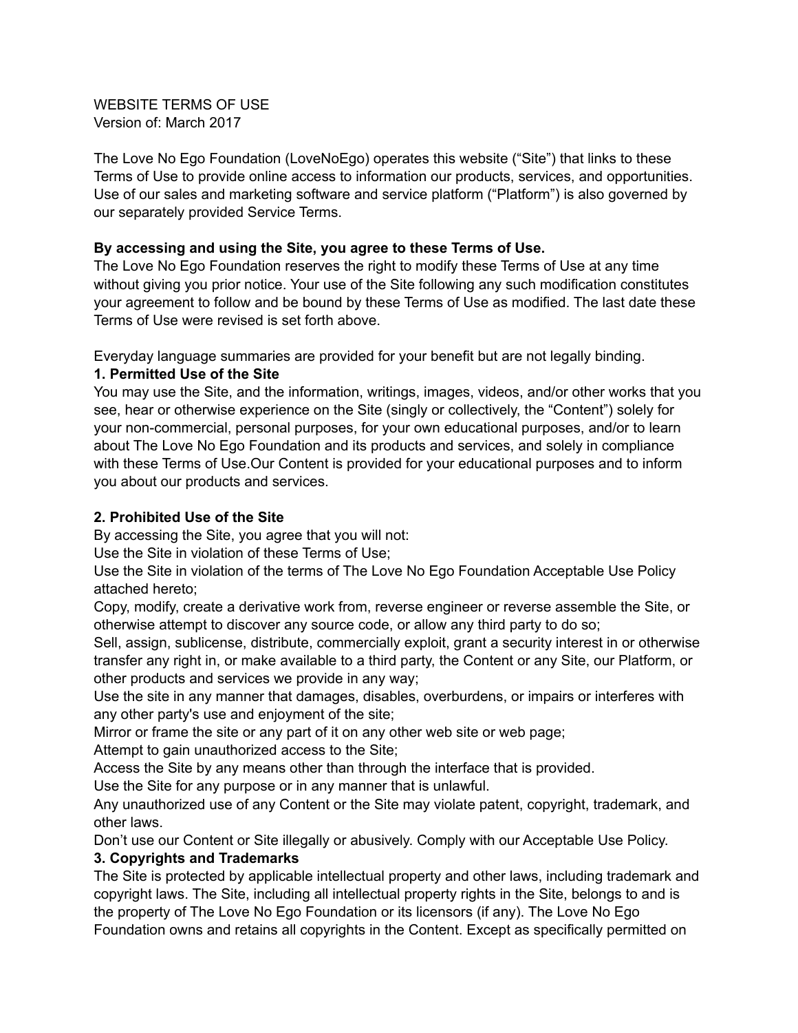WEBSITE TERMS OF USE
Version of: March 2017

The Love No Ego Foundation (LoveNoEgo) operates this website ("Site") that links to these Terms of Use to provide online access to information our products, services, and opportunities. Use of our sales and marketing software and service platform ("Platform") is also governed by our separately provided Service Terms.

**By accessing and using the Site, you agree to these Terms of Use.**
The Love No Ego Foundation reserves the right to modify these Terms of Use at any time without giving you prior notice. Your use of the Site following any such modification constitutes your agreement to follow and be bound by these Terms of Use as modified. The last date these Terms of Use were revised is set forth above.

Everyday language summaries are provided for your benefit but are not legally binding.

**1. Permitted Use of the Site**
You may use the Site, and the information, writings, images, videos, and/or other works that you see, hear or otherwise experience on the Site (singly or collectively, the "Content") solely for your non-commercial, personal purposes, for your own educational purposes, and/or to learn about The Love No Ego Foundation and its products and services, and solely in compliance with these Terms of Use.Our Content is provided for your educational purposes and to inform you about our products and services.

**2. Prohibited Use of the Site**
By accessing the Site, you agree that you will not:
Use the Site in violation of these Terms of Use;
Use the Site in violation of the terms of The Love No Ego Foundation Acceptable Use Policy attached hereto;
Copy, modify, create a derivative work from, reverse engineer or reverse assemble the Site, or otherwise attempt to discover any source code, or allow any third party to do so;
Sell, assign, sublicense, distribute, commercially exploit, grant a security interest in or otherwise transfer any right in, or make available to a third party, the Content or any Site, our Platform, or other products and services we provide in any way;
Use the site in any manner that damages, disables, overburdens, or impairs or interferes with any other party's use and enjoyment of the site;
Mirror or frame the site or any part of it on any other web site or web page;
Attempt to gain unauthorized access to the Site;
Access the Site by any means other than through the interface that is provided.
Use the Site for any purpose or in any manner that is unlawful.
Any unauthorized use of any Content or the Site may violate patent, copyright, trademark, and other laws.
Don't use our Content or Site illegally or abusively. Comply with our Acceptable Use Policy.

**3. Copyrights and Trademarks**
The Site is protected by applicable intellectual property and other laws, including trademark and copyright laws. The Site, including all intellectual property rights in the Site, belongs to and is the property of The Love No Ego Foundation or its licensors (if any). The Love No Ego Foundation owns and retains all copyrights in the Content. Except as specifically permitted on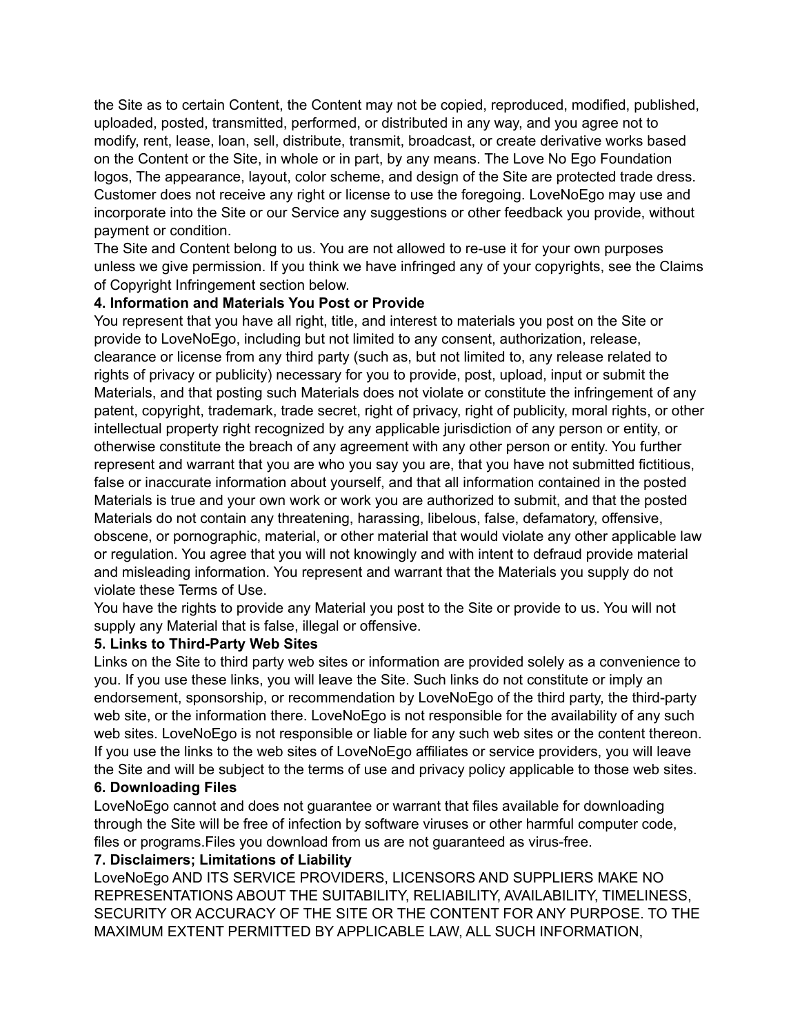the Site as to certain Content, the Content may not be copied, reproduced, modified, published, uploaded, posted, transmitted, performed, or distributed in any way, and you agree not to modify, rent, lease, loan, sell, distribute, transmit, broadcast, or create derivative works based on the Content or the Site, in whole or in part, by any means. The Love No Ego Foundation logos, The appearance, layout, color scheme, and design of the Site are protected trade dress. Customer does not receive any right or license to use the foregoing. LoveNoEgo may use and incorporate into the Site or our Service any suggestions or other feedback you provide, without payment or condition.

The Site and Content belong to us. You are not allowed to re-use it for your own purposes unless we give permission. If you think we have infringed any of your copyrights, see the Claims of Copyright Infringement section below.

**4. Information and Materials You Post or Provide**

You represent that you have all right, title, and interest to materials you post on the Site or provide to LoveNoEgo, including but not limited to any consent, authorization, release, clearance or license from any third party (such as, but not limited to, any release related to rights of privacy or publicity) necessary for you to provide, post, upload, input or submit the Materials, and that posting such Materials does not violate or constitute the infringement of any patent, copyright, trademark, trade secret, right of privacy, right of publicity, moral rights, or other intellectual property right recognized by any applicable jurisdiction of any person or entity, or otherwise constitute the breach of any agreement with any other person or entity. You further represent and warrant that you are who you say you are, that you have not submitted fictitious, false or inaccurate information about yourself, and that all information contained in the posted Materials is true and your own work or work you are authorized to submit, and that the posted Materials do not contain any threatening, harassing, libelous, false, defamatory, offensive, obscene, or pornographic, material, or other material that would violate any other applicable law or regulation. You agree that you will not knowingly and with intent to defraud provide material and misleading information. You represent and warrant that the Materials you supply do not violate these Terms of Use.

You have the rights to provide any Material you post to the Site or provide to us. You will not supply any Material that is false, illegal or offensive.

**5. Links to Third-Party Web Sites**

Links on the Site to third party web sites or information are provided solely as a convenience to you. If you use these links, you will leave the Site. Such links do not constitute or imply an endorsement, sponsorship, or recommendation by LoveNoEgo of the third party, the third-party web site, or the information there. LoveNoEgo is not responsible for the availability of any such web sites. LoveNoEgo is not responsible or liable for any such web sites or the content thereon. If you use the links to the web sites of LoveNoEgo affiliates or service providers, you will leave the Site and will be subject to the terms of use and privacy policy applicable to those web sites.

**6. Downloading Files**

LoveNoEgo cannot and does not guarantee or warrant that files available for downloading through the Site will be free of infection by software viruses or other harmful computer code, files or programs.Files you download from us are not guaranteed as virus-free.

**7. Disclaimers; Limitations of Liability**

LoveNoEgo AND ITS SERVICE PROVIDERS, LICENSORS AND SUPPLIERS MAKE NO REPRESENTATIONS ABOUT THE SUITABILITY, RELIABILITY, AVAILABILITY, TIMELINESS, SECURITY OR ACCURACY OF THE SITE OR THE CONTENT FOR ANY PURPOSE. TO THE MAXIMUM EXTENT PERMITTED BY APPLICABLE LAW, ALL SUCH INFORMATION,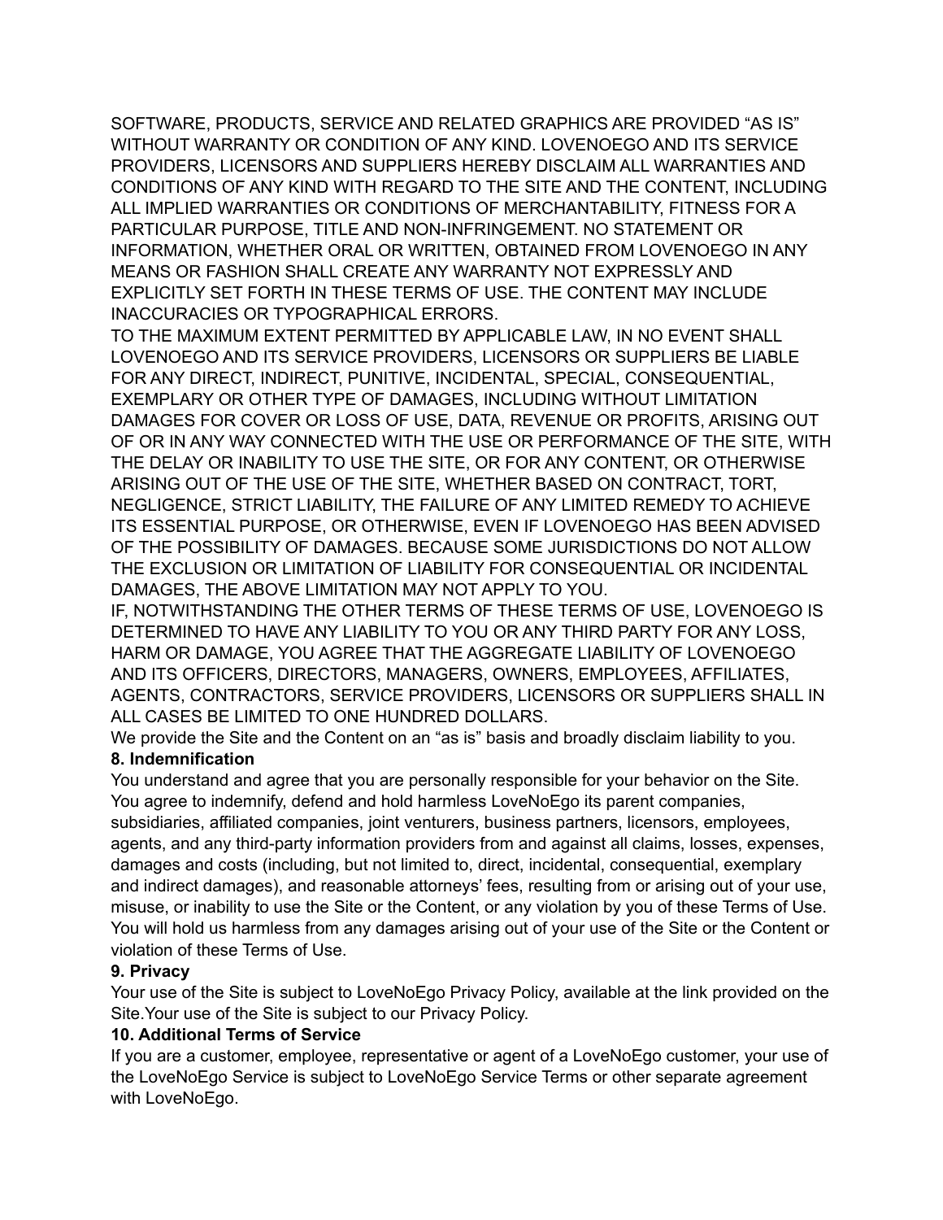SOFTWARE, PRODUCTS, SERVICE AND RELATED GRAPHICS ARE PROVIDED “AS IS” WITHOUT WARRANTY OR CONDITION OF ANY KIND. LOVENOEGO AND ITS SERVICE PROVIDERS, LICENSORS AND SUPPLIERS HEREBY DISCLAIM ALL WARRANTIES AND CONDITIONS OF ANY KIND WITH REGARD TO THE SITE AND THE CONTENT, INCLUDING ALL IMPLIED WARRANTIES OR CONDITIONS OF MERCHANTABILITY, FITNESS FOR A PARTICULAR PURPOSE, TITLE AND NON-INFRINGEMENT. NO STATEMENT OR INFORMATION, WHETHER ORAL OR WRITTEN, OBTAINED FROM LOVENOEGO IN ANY MEANS OR FASHION SHALL CREATE ANY WARRANTY NOT EXPRESSLY AND EXPLICITLY SET FORTH IN THESE TERMS OF USE. THE CONTENT MAY INCLUDE INACCURACIES OR TYPOGRAPHICAL ERRORS.

TO THE MAXIMUM EXTENT PERMITTED BY APPLICABLE LAW, IN NO EVENT SHALL LOVENOEGO AND ITS SERVICE PROVIDERS, LICENSORS OR SUPPLIERS BE LIABLE FOR ANY DIRECT, INDIRECT, PUNITIVE, INCIDENTAL, SPECIAL, CONSEQUENTIAL, EXEMPLARY OR OTHER TYPE OF DAMAGES, INCLUDING WITHOUT LIMITATION DAMAGES FOR COVER OR LOSS OF USE, DATA, REVENUE OR PROFITS, ARISING OUT OF OR IN ANY WAY CONNECTED WITH THE USE OR PERFORMANCE OF THE SITE, WITH THE DELAY OR INABILITY TO USE THE SITE, OR FOR ANY CONTENT, OR OTHERWISE ARISING OUT OF THE USE OF THE SITE, WHETHER BASED ON CONTRACT, TORT, NEGLIGENCE, STRICT LIABILITY, THE FAILURE OF ANY LIMITED REMEDY TO ACHIEVE ITS ESSENTIAL PURPOSE, OR OTHERWISE, EVEN IF LOVENOEGO HAS BEEN ADVISED OF THE POSSIBILITY OF DAMAGES. BECAUSE SOME JURISDICTIONS DO NOT ALLOW THE EXCLUSION OR LIMITATION OF LIABILITY FOR CONSEQUENTIAL OR INCIDENTAL DAMAGES, THE ABOVE LIMITATION MAY NOT APPLY TO YOU.

IF, NOTWITHSTANDING THE OTHER TERMS OF THESE TERMS OF USE, LOVENOEGO IS DETERMINED TO HAVE ANY LIABILITY TO YOU OR ANY THIRD PARTY FOR ANY LOSS, HARM OR DAMAGE, YOU AGREE THAT THE AGGREGATE LIABILITY OF LOVENOEGO AND ITS OFFICERS, DIRECTORS, MANAGERS, OWNERS, EMPLOYEES, AFFILIATES, AGENTS, CONTRACTORS, SERVICE PROVIDERS, LICENSORS OR SUPPLIERS SHALL IN ALL CASES BE LIMITED TO ONE HUNDRED DOLLARS.

We provide the Site and the Content on an “as is” basis and broadly disclaim liability to you.

**8. Indemnification**

You understand and agree that you are personally responsible for your behavior on the Site. You agree to indemnify, defend and hold harmless LoveNoEgo its parent companies, subsidiaries, affiliated companies, joint venturers, business partners, licensors, employees, agents, and any third-party information providers from and against all claims, losses, expenses, damages and costs (including, but not limited to, direct, incidental, consequential, exemplary and indirect damages), and reasonable attorneys’ fees, resulting from or arising out of your use, misuse, or inability to use the Site or the Content, or any violation by you of these Terms of Use. You will hold us harmless from any damages arising out of your use of the Site or the Content or violation of these Terms of Use.

**9. Privacy**

Your use of the Site is subject to LoveNoEgo Privacy Policy, available at the link provided on the Site.Your use of the Site is subject to our Privacy Policy.

**10. Additional Terms of Service**

If you are a customer, employee, representative or agent of a LoveNoEgo customer, your use of the LoveNoEgo Service is subject to LoveNoEgo Service Terms or other separate agreement with LoveNoEgo.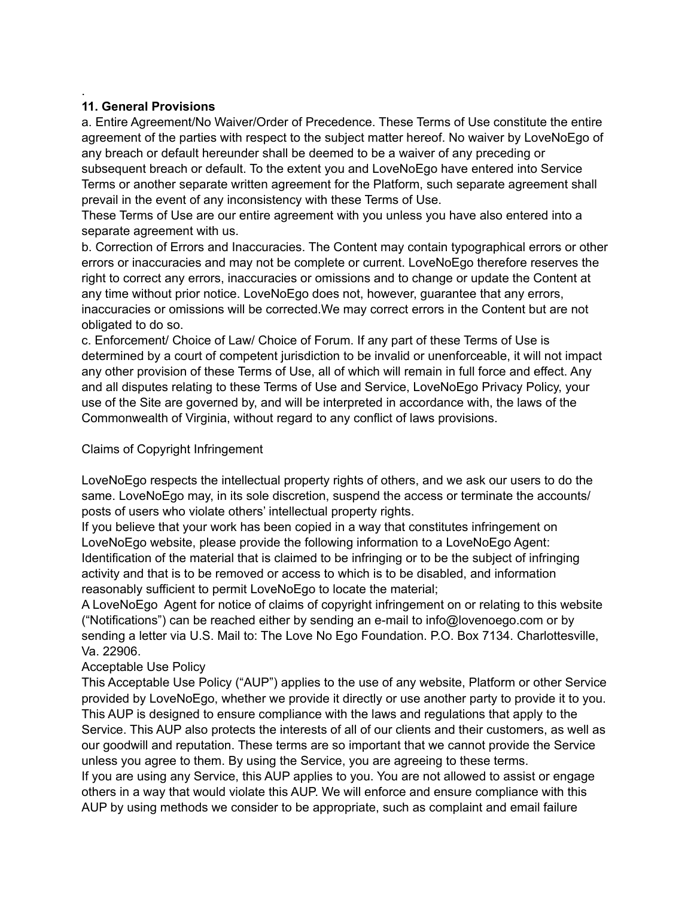.

**11. General Provisions**

a. Entire Agreement/No Waiver/Order of Precedence. These Terms of Use constitute the entire agreement of the parties with respect to the subject matter hereof. No waiver by LoveNoEgo of any breach or default hereunder shall be deemed to be a waiver of any preceding or subsequent breach or default. To the extent you and LoveNoEgo have entered into Service Terms or another separate written agreement for the Platform, such separate agreement shall prevail in the event of any inconsistency with these Terms of Use.
These Terms of Use are our entire agreement with you unless you have also entered into a separate agreement with us.
b. Correction of Errors and Inaccuracies. The Content may contain typographical errors or other errors or inaccuracies and may not be complete or current. LoveNoEgo therefore reserves the right to correct any errors, inaccuracies or omissions and to change or update the Content at any time without prior notice. LoveNoEgo does not, however, guarantee that any errors, inaccuracies or omissions will be corrected.We may correct errors in the Content but are not obligated to do so.
c. Enforcement/ Choice of Law/ Choice of Forum. If any part of these Terms of Use is determined by a court of competent jurisdiction to be invalid or unenforceable, it will not impact any other provision of these Terms of Use, all of which will remain in full force and effect. Any and all disputes relating to these Terms of Use and Service, LoveNoEgo Privacy Policy, your use of the Site are governed by, and will be interpreted in accordance with, the laws of the Commonwealth of Virginia, without regard to any conflict of laws provisions.

Claims of Copyright Infringement

LoveNoEgo respects the intellectual property rights of others, and we ask our users to do the same. LoveNoEgo may, in its sole discretion, suspend the access or terminate the accounts/ posts of users who violate others' intellectual property rights.
If you believe that your work has been copied in a way that constitutes infringement on LoveNoEgo website, please provide the following information to a LoveNoEgo Agent:
Identification of the material that is claimed to be infringing or to be the subject of infringing activity and that is to be removed or access to which is to be disabled, and information reasonably sufficient to permit LoveNoEgo to locate the material;
A LoveNoEgo Agent for notice of claims of copyright infringement on or relating to this website ("Notifications") can be reached either by sending an e-mail to info@lovenoego.com or by sending a letter via U.S. Mail to: The Love No Ego Foundation. P.O. Box 7134. Charlottesville, Va. 22906.
Acceptable Use Policy
This Acceptable Use Policy ("AUP") applies to the use of any website, Platform or other Service provided by LoveNoEgo, whether we provide it directly or use another party to provide it to you. This AUP is designed to ensure compliance with the laws and regulations that apply to the Service. This AUP also protects the interests of all of our clients and their customers, as well as our goodwill and reputation. These terms are so important that we cannot provide the Service unless you agree to them. By using the Service, you are agreeing to these terms.
If you are using any Service, this AUP applies to you. You are not allowed to assist or engage others in a way that would violate this AUP. We will enforce and ensure compliance with this AUP by using methods we consider to be appropriate, such as complaint and email failure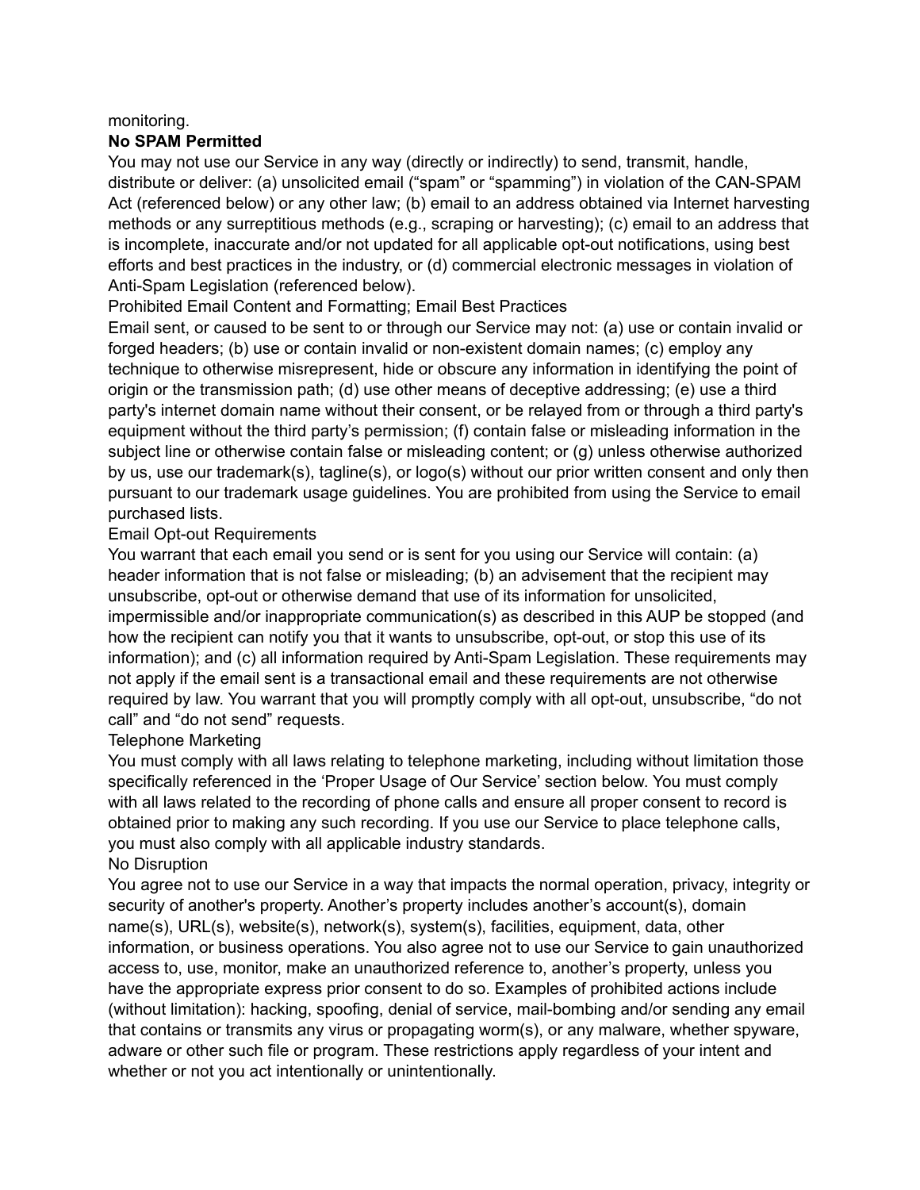monitoring.

**No SPAM Permitted**

You may not use our Service in any way (directly or indirectly) to send, transmit, handle, distribute or deliver: (a) unsolicited email ("spam" or "spamming") in violation of the CAN-SPAM Act (referenced below) or any other law; (b) email to an address obtained via Internet harvesting methods or any surreptitious methods (e.g., scraping or harvesting); (c) email to an address that is incomplete, inaccurate and/or not updated for all applicable opt-out notifications, using best efforts and best practices in the industry, or (d) commercial electronic messages in violation of Anti-Spam Legislation (referenced below).

Prohibited Email Content and Formatting; Email Best Practices

Email sent, or caused to be sent to or through our Service may not: (a) use or contain invalid or forged headers; (b) use or contain invalid or non-existent domain names; (c) employ any technique to otherwise misrepresent, hide or obscure any information in identifying the point of origin or the transmission path; (d) use other means of deceptive addressing; (e) use a third party's internet domain name without their consent, or be relayed from or through a third party's equipment without the third party's permission; (f) contain false or misleading information in the subject line or otherwise contain false or misleading content; or (g) unless otherwise authorized by us, use our trademark(s), tagline(s), or logo(s) without our prior written consent and only then pursuant to our trademark usage guidelines. You are prohibited from using the Service to email purchased lists.

Email Opt-out Requirements

You warrant that each email you send or is sent for you using our Service will contain: (a) header information that is not false or misleading; (b) an advisement that the recipient may unsubscribe, opt-out or otherwise demand that use of its information for unsolicited, impermissible and/or inappropriate communication(s) as described in this AUP be stopped (and how the recipient can notify you that it wants to unsubscribe, opt-out, or stop this use of its information); and (c) all information required by Anti-Spam Legislation. These requirements may not apply if the email sent is a transactional email and these requirements are not otherwise required by law. You warrant that you will promptly comply with all opt-out, unsubscribe, "do not call" and "do not send" requests.

Telephone Marketing

You must comply with all laws relating to telephone marketing, including without limitation those specifically referenced in the 'Proper Usage of Our Service' section below. You must comply with all laws related to the recording of phone calls and ensure all proper consent to record is obtained prior to making any such recording. If you use our Service to place telephone calls, you must also comply with all applicable industry standards.

No Disruption

You agree not to use our Service in a way that impacts the normal operation, privacy, integrity or security of another's property. Another's property includes another's account(s), domain name(s), URL(s), website(s), network(s), system(s), facilities, equipment, data, other information, or business operations. You also agree not to use our Service to gain unauthorized access to, use, monitor, make an unauthorized reference to, another's property, unless you have the appropriate express prior consent to do so. Examples of prohibited actions include (without limitation): hacking, spoofing, denial of service, mail-bombing and/or sending any email that contains or transmits any virus or propagating worm(s), or any malware, whether spyware, adware or other such file or program. These restrictions apply regardless of your intent and whether or not you act intentionally or unintentionally.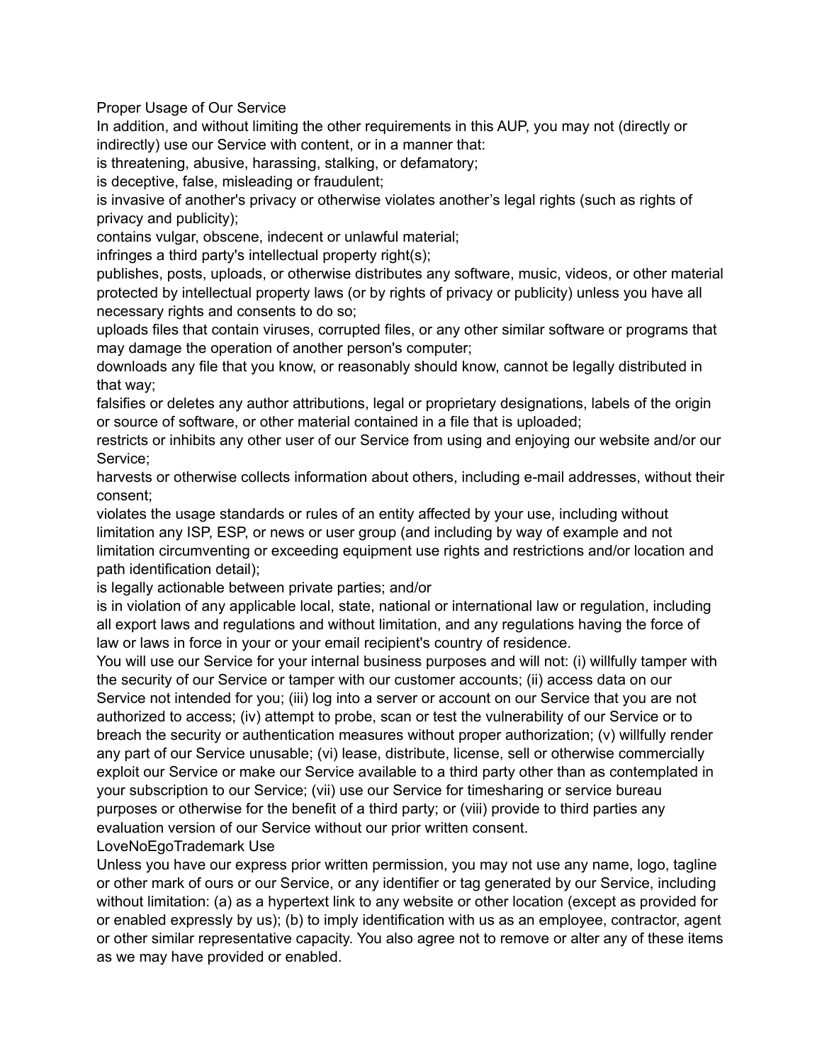## Proper Usage of Our Service

In addition, and without limiting the other requirements in this AUP, you may not (directly or indirectly) use our Service with content, or in a manner that:

- is threatening, abusive, harassing, stalking, or defamatory;
- is deceptive, false, misleading or fraudulent;
- is invasive of another's privacy or otherwise violates another's legal rights (such as rights of privacy and publicity);
- contains vulgar, obscene, indecent or unlawful material;
- infringes a third party's intellectual property right(s);
- publishes, posts, uploads, or otherwise distributes any software, music, videos, or other material protected by intellectual property laws (or by rights of privacy or publicity) unless you have all necessary rights and consents to do so;
- uploads files that contain viruses, corrupted files, or any other similar software or programs that may damage the operation of another person's computer;
- downloads any file that you know, or reasonably should know, cannot be legally distributed in that way;
- falsifies or deletes any author attributions, legal or proprietary designations, labels of the origin or source of software, or other material contained in a file that is uploaded;
- restricts or inhibits any other user of our Service from using and enjoying our website and/or our Service;
- harvests or otherwise collects information about others, including e-mail addresses, without their consent;
- violates the usage standards or rules of an entity affected by your use, including without limitation any ISP, ESP, or news or user group (and including by way of example and not limitation circumventing or exceeding equipment use rights and restrictions and/or location and path identification detail);
- is legally actionable between private parties; and/or
- is in violation of any applicable local, state, national or international law or regulation, including all export laws and regulations and without limitation, and any regulations having the force of law or laws in force in your or your email recipient's country of residence.

You will use our Service for your internal business purposes and will not: (i) willfully tamper with the security of our Service or tamper with our customer accounts; (ii) access data on our Service not intended for you; (iii) log into a server or account on our Service that you are not authorized to access; (iv) attempt to probe, scan or test the vulnerability of our Service or to breach the security or authentication measures without proper authorization; (v) willfully render any part of our Service unusable; (vi) lease, distribute, license, sell or otherwise commercially exploit our Service or make our Service available to a third party other than as contemplated in your subscription to our Service; (vii) use our Service for timesharing or service bureau purposes or otherwise for the benefit of a third party; or (viii) provide to third parties any evaluation version of our Service without our prior written consent.

## LoveNoEgoTrademark Use

Unless you have our express prior written permission, you may not use any name, logo, tagline or other mark of ours or our Service, or any identifier or tag generated by our Service, including without limitation: (a) as a hypertext link to any website or other location (except as provided for or enabled expressly by us); (b) to imply identification with us as an employee, contractor, agent or other similar representative capacity. You also agree not to remove or alter any of these items as we may have provided or enabled.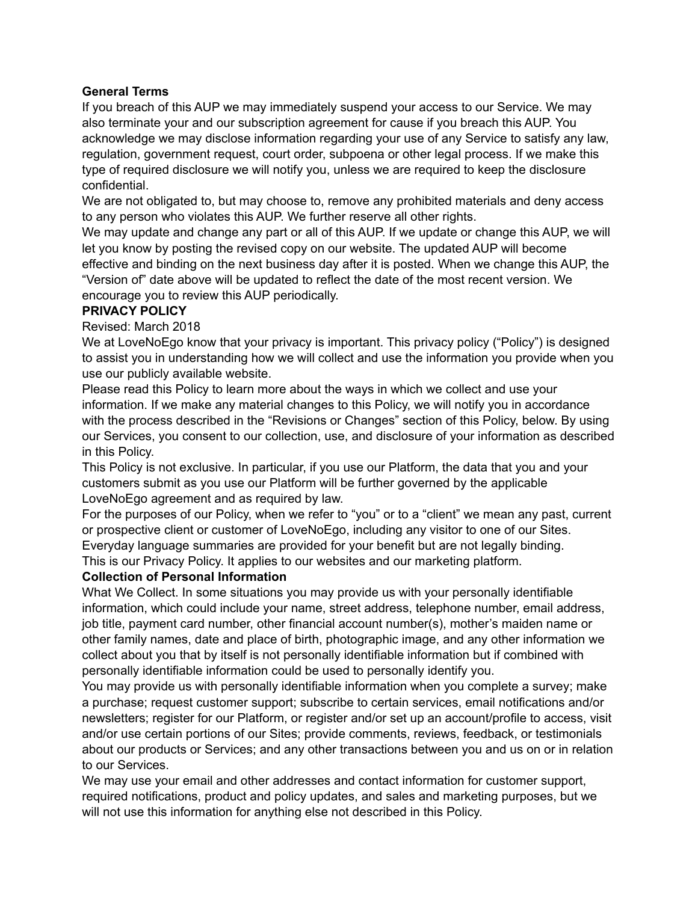**General Terms**

If you breach of this AUP we may immediately suspend your access to our Service. We may also terminate your and our subscription agreement for cause if you breach this AUP. You acknowledge we may disclose information regarding your use of any Service to satisfy any law, regulation, government request, court order, subpoena or other legal process. If we make this type of required disclosure we will notify you, unless we are required to keep the disclosure confidential.

We are not obligated to, but may choose to, remove any prohibited materials and deny access to any person who violates this AUP. We further reserve all other rights.

We may update and change any part or all of this AUP. If we update or change this AUP, we will let you know by posting the revised copy on our website. The updated AUP will become effective and binding on the next business day after it is posted. When we change this AUP, the "Version of" date above will be updated to reflect the date of the most recent version. We encourage you to review this AUP periodically.

**PRIVACY POLICY**

Revised: March 2018

We at LoveNoEgo know that your privacy is important. This privacy policy ("Policy") is designed to assist you in understanding how we will collect and use the information you provide when you use our publicly available website.

Please read this Policy to learn more about the ways in which we collect and use your information. If we make any material changes to this Policy, we will notify you in accordance with the process described in the "Revisions or Changes" section of this Policy, below. By using our Services, you consent to our collection, use, and disclosure of your information as described in this Policy.

This Policy is not exclusive. In particular, if you use our Platform, the data that you and your customers submit as you use our Platform will be further governed by the applicable LoveNoEgo agreement and as required by law.

For the purposes of our Policy, when we refer to "you" or to a "client" we mean any past, current or prospective client or customer of LoveNoEgo, including any visitor to one of our Sites.

Everyday language summaries are provided for your benefit but are not legally binding.

This is our Privacy Policy. It applies to our websites and our marketing platform.

**Collection of Personal Information**

What We Collect. In some situations you may provide us with your personally identifiable information, which could include your name, street address, telephone number, email address, job title, payment card number, other financial account number(s), mother's maiden name or other family names, date and place of birth, photographic image, and any other information we collect about you that by itself is not personally identifiable information but if combined with personally identifiable information could be used to personally identify you.

You may provide us with personally identifiable information when you complete a survey; make a purchase; request customer support; subscribe to certain services, email notifications and/or newsletters; register for our Platform, or register and/or set up an account/profile to access, visit and/or use certain portions of our Sites; provide comments, reviews, feedback, or testimonials about our products or Services; and any other transactions between you and us on or in relation to our Services.

We may use your email and other addresses and contact information for customer support, required notifications, product and policy updates, and sales and marketing purposes, but we will not use this information for anything else not described in this Policy.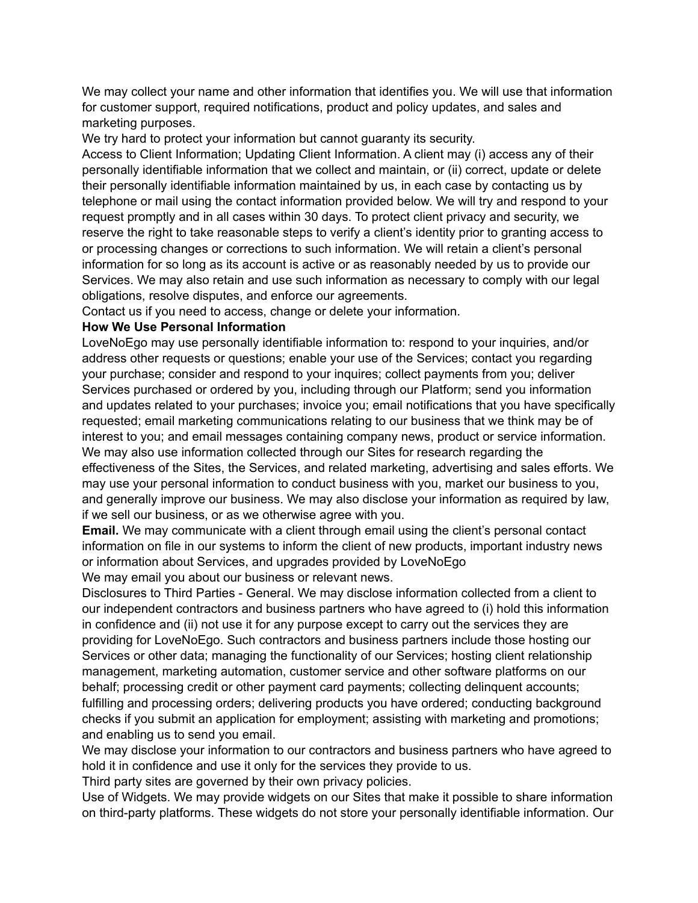We may collect your name and other information that identifies you. We will use that information for customer support, required notifications, product and policy updates, and sales and marketing purposes.

We try hard to protect your information but cannot guaranty its security.

Access to Client Information; Updating Client Information. A client may (i) access any of their personally identifiable information that we collect and maintain, or (ii) correct, update or delete their personally identifiable information maintained by us, in each case by contacting us by telephone or mail using the contact information provided below. We will try and respond to your request promptly and in all cases within 30 days. To protect client privacy and security, we reserve the right to take reasonable steps to verify a client's identity prior to granting access to or processing changes or corrections to such information. We will retain a client's personal information for so long as its account is active or as reasonably needed by us to provide our Services. We may also retain and use such information as necessary to comply with our legal obligations, resolve disputes, and enforce our agreements.

Contact us if you need to access, change or delete your information.

**How We Use Personal Information**

LoveNoEgo may use personally identifiable information to: respond to your inquiries, and/or address other requests or questions; enable your use of the Services; contact you regarding your purchase; consider and respond to your inquires; collect payments from you; deliver Services purchased or ordered by you, including through our Platform; send you information and updates related to your purchases; invoice you; email notifications that you have specifically requested; email marketing communications relating to our business that we think may be of interest to you; and email messages containing company news, product or service information. We may also use information collected through our Sites for research regarding the effectiveness of the Sites, the Services, and related marketing, advertising and sales efforts. We may use your personal information to conduct business with you, market our business to you, and generally improve our business. We may also disclose your information as required by law, if we sell our business, or as we otherwise agree with you.

**Email.** We may communicate with a client through email using the client's personal contact information on file in our systems to inform the client of new products, important industry news or information about Services, and upgrades provided by LoveNoEgo

We may email you about our business or relevant news.

Disclosures to Third Parties - General. We may disclose information collected from a client to our independent contractors and business partners who have agreed to (i) hold this information in confidence and (ii) not use it for any purpose except to carry out the services they are providing for LoveNoEgo. Such contractors and business partners include those hosting our Services or other data; managing the functionality of our Services; hosting client relationship management, marketing automation, customer service and other software platforms on our behalf; processing credit or other payment card payments; collecting delinquent accounts; fulfilling and processing orders; delivering products you have ordered; conducting background checks if you submit an application for employment; assisting with marketing and promotions; and enabling us to send you email.

We may disclose your information to our contractors and business partners who have agreed to hold it in confidence and use it only for the services they provide to us.

Third party sites are governed by their own privacy policies.

Use of Widgets. We may provide widgets on our Sites that make it possible to share information on third-party platforms. These widgets do not store your personally identifiable information. Our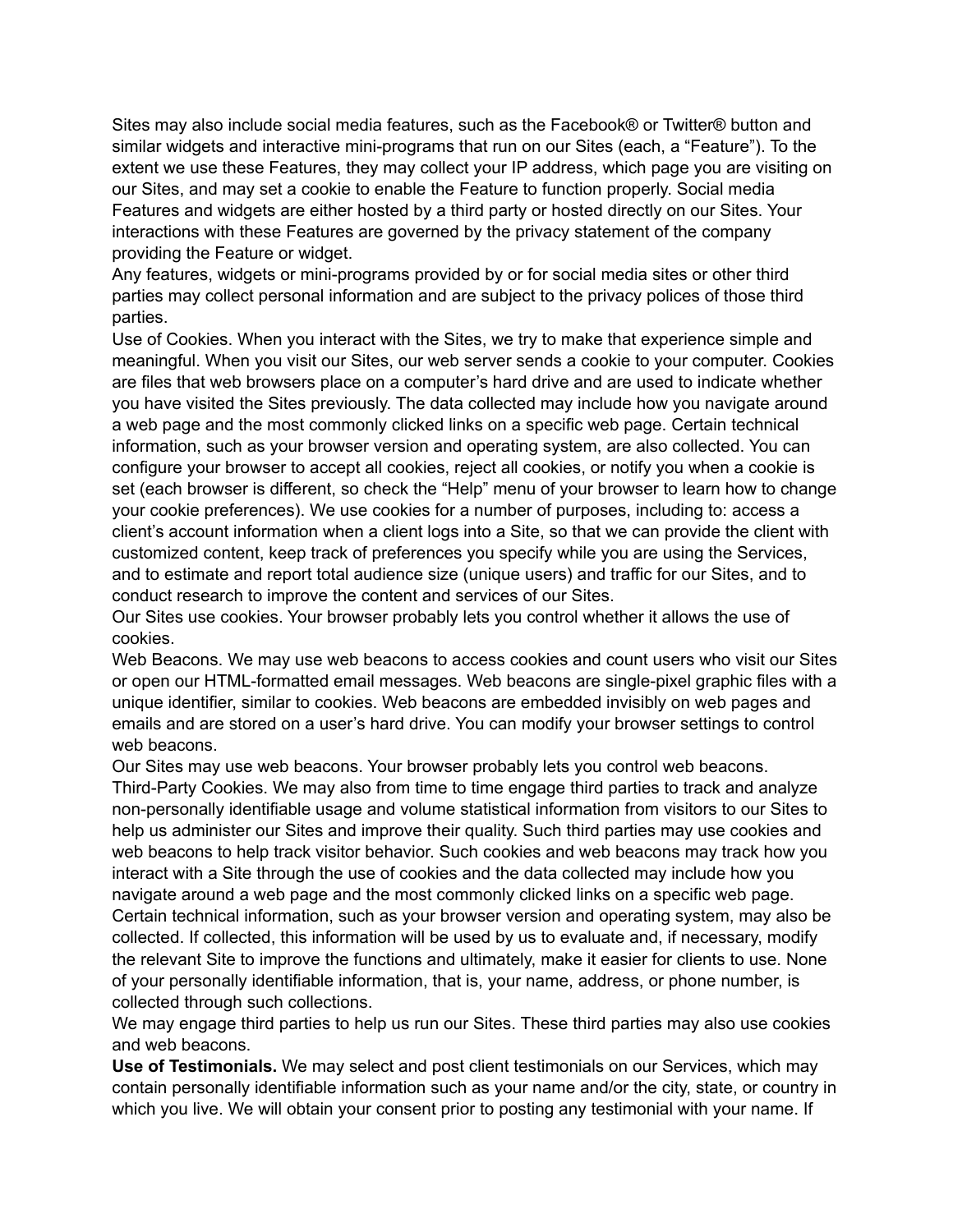Sites may also include social media features, such as the Facebook® or Twitter® button and similar widgets and interactive mini-programs that run on our Sites (each, a "Feature"). To the extent we use these Features, they may collect your IP address, which page you are visiting on our Sites, and may set a cookie to enable the Feature to function properly. Social media Features and widgets are either hosted by a third party or hosted directly on our Sites. Your interactions with these Features are governed by the privacy statement of the company providing the Feature or widget.

Any features, widgets or mini-programs provided by or for social media sites or other third parties may collect personal information and are subject to the privacy polices of those third parties.

Use of Cookies. When you interact with the Sites, we try to make that experience simple and meaningful. When you visit our Sites, our web server sends a cookie to your computer. Cookies are files that web browsers place on a computer's hard drive and are used to indicate whether you have visited the Sites previously. The data collected may include how you navigate around a web page and the most commonly clicked links on a specific web page. Certain technical information, such as your browser version and operating system, are also collected. You can configure your browser to accept all cookies, reject all cookies, or notify you when a cookie is set (each browser is different, so check the "Help" menu of your browser to learn how to change your cookie preferences). We use cookies for a number of purposes, including to: access a client's account information when a client logs into a Site, so that we can provide the client with customized content, keep track of preferences you specify while you are using the Services, and to estimate and report total audience size (unique users) and traffic for our Sites, and to conduct research to improve the content and services of our Sites.

Our Sites use cookies. Your browser probably lets you control whether it allows the use of cookies.

Web Beacons. We may use web beacons to access cookies and count users who visit our Sites or open our HTML-formatted email messages. Web beacons are single-pixel graphic files with a unique identifier, similar to cookies. Web beacons are embedded invisibly on web pages and emails and are stored on a user's hard drive. You can modify your browser settings to control web beacons.

Our Sites may use web beacons. Your browser probably lets you control web beacons.

Third-Party Cookies. We may also from time to time engage third parties to track and analyze non-personally identifiable usage and volume statistical information from visitors to our Sites to help us administer our Sites and improve their quality. Such third parties may use cookies and web beacons to help track visitor behavior. Such cookies and web beacons may track how you interact with a Site through the use of cookies and the data collected may include how you navigate around a web page and the most commonly clicked links on a specific web page. Certain technical information, such as your browser version and operating system, may also be collected. If collected, this information will be used by us to evaluate and, if necessary, modify the relevant Site to improve the functions and ultimately, make it easier for clients to use. None of your personally identifiable information, that is, your name, address, or phone number, is collected through such collections.

We may engage third parties to help us run our Sites. These third parties may also use cookies and web beacons.

**Use of Testimonials.** We may select and post client testimonials on our Services, which may contain personally identifiable information such as your name and/or the city, state, or country in which you live. We will obtain your consent prior to posting any testimonial with your name. If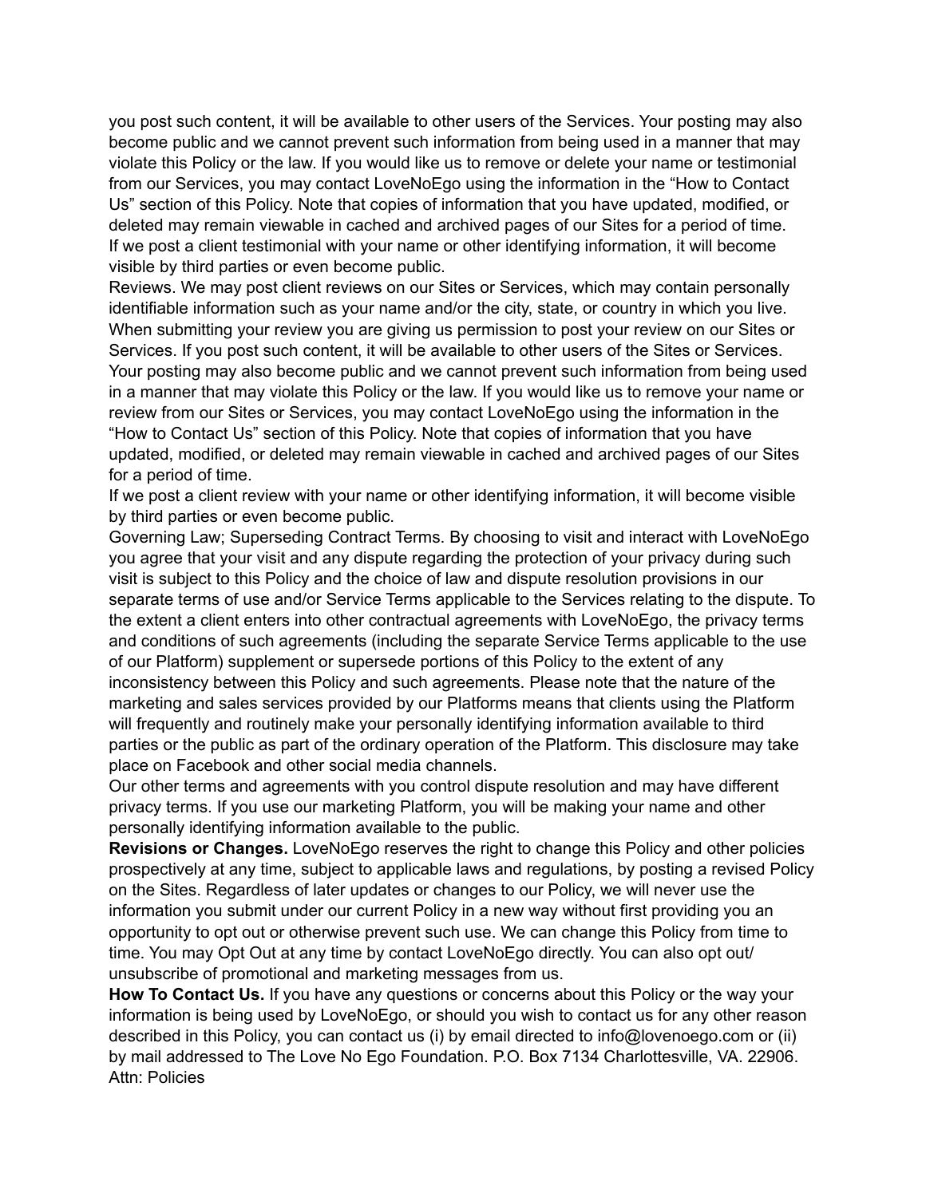you post such content, it will be available to other users of the Services. Your posting may also become public and we cannot prevent such information from being used in a manner that may violate this Policy or the law. If you would like us to remove or delete your name or testimonial from our Services, you may contact LoveNoEgo using the information in the "How to Contact Us" section of this Policy. Note that copies of information that you have updated, modified, or deleted may remain viewable in cached and archived pages of our Sites for a period of time. If we post a client testimonial with your name or other identifying information, it will become visible by third parties or even become public.

Reviews. We may post client reviews on our Sites or Services, which may contain personally identifiable information such as your name and/or the city, state, or country in which you live. When submitting your review you are giving us permission to post your review on our Sites or Services. If you post such content, it will be available to other users of the Sites or Services. Your posting may also become public and we cannot prevent such information from being used in a manner that may violate this Policy or the law. If you would like us to remove your name or review from our Sites or Services, you may contact LoveNoEgo using the information in the "How to Contact Us" section of this Policy. Note that copies of information that you have updated, modified, or deleted may remain viewable in cached and archived pages of our Sites for a period of time.

If we post a client review with your name or other identifying information, it will become visible by third parties or even become public.

Governing Law; Superseding Contract Terms. By choosing to visit and interact with LoveNoEgo you agree that your visit and any dispute regarding the protection of your privacy during such visit is subject to this Policy and the choice of law and dispute resolution provisions in our separate terms of use and/or Service Terms applicable to the Services relating to the dispute. To the extent a client enters into other contractual agreements with LoveNoEgo, the privacy terms and conditions of such agreements (including the separate Service Terms applicable to the use of our Platform) supplement or supersede portions of this Policy to the extent of any inconsistency between this Policy and such agreements. Please note that the nature of the marketing and sales services provided by our Platforms means that clients using the Platform will frequently and routinely make your personally identifying information available to third parties or the public as part of the ordinary operation of the Platform. This disclosure may take place on Facebook and other social media channels.

Our other terms and agreements with you control dispute resolution and may have different privacy terms. If you use our marketing Platform, you will be making your name and other personally identifying information available to the public.

**Revisions or Changes.** LoveNoEgo reserves the right to change this Policy and other policies prospectively at any time, subject to applicable laws and regulations, by posting a revised Policy on the Sites. Regardless of later updates or changes to our Policy, we will never use the information you submit under our current Policy in a new way without first providing you an opportunity to opt out or otherwise prevent such use. We can change this Policy from time to time. You may Opt Out at any time by contact LoveNoEgo directly. You can also opt out/ unsubscribe of promotional and marketing messages from us.

**How To Contact Us.** If you have any questions or concerns about this Policy or the way your information is being used by LoveNoEgo, or should you wish to contact us for any other reason described in this Policy, you can contact us (i) by email directed to info@lovenoego.com or (ii) by mail addressed to The Love No Ego Foundation. P.O. Box 7134 Charlottesville, VA. 22906. Attn: Policies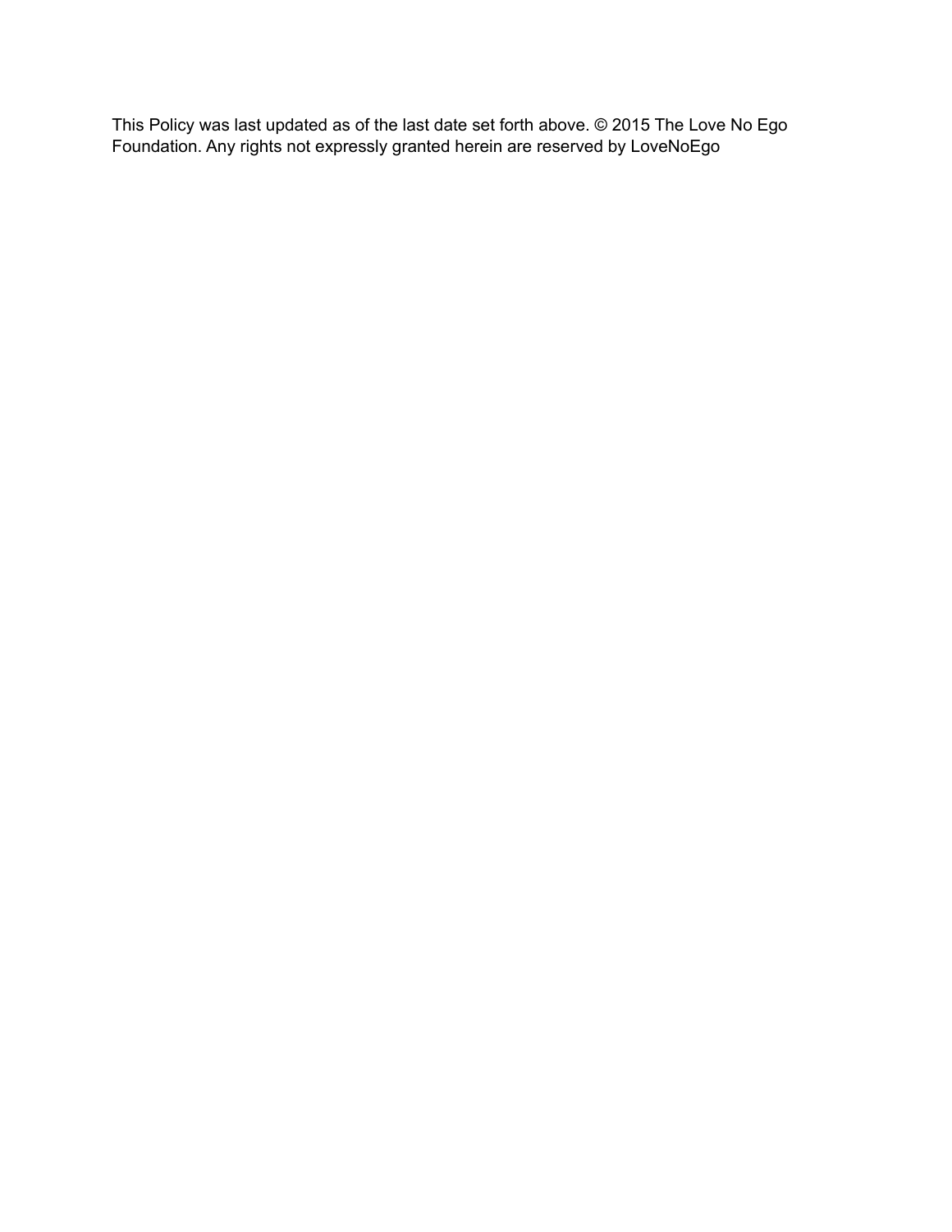This Policy was last updated as of the last date set forth above. © 2015 The Love No Ego Foundation. Any rights not expressly granted herein are reserved by LoveNoEgo